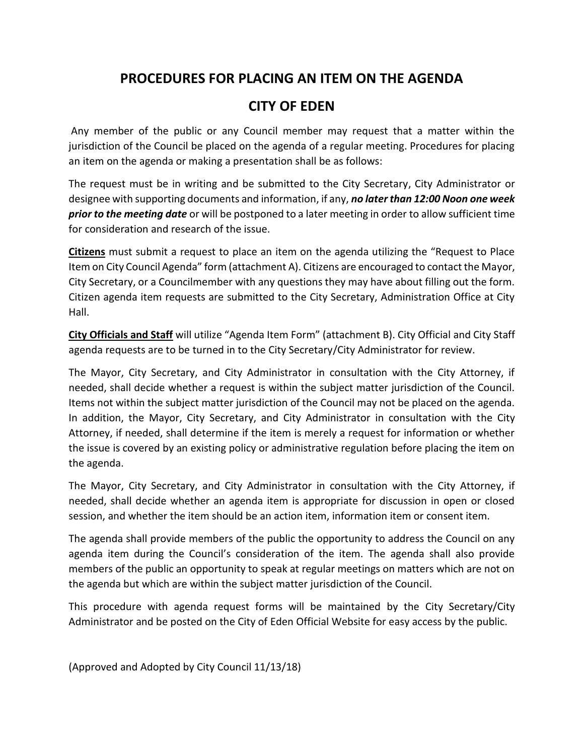# PROCEDURES FOR PLACING AN ITEM ON THE AGENDA

# CITY OF EDEN

Any member of the public or any Council member may request that a matter within the jurisdiction of the Council be placed on the agenda of a regular meeting. Procedures for placing an item on the agenda or making a presentation shall be as follows:

The request must be in writing and be submitted to the City Secretary, City Administrator or designee with supporting documents and information, if any, ***no later than 12:00 Noon one week prior to the meeting date*** or will be postponed to a later meeting in order to allow sufficient time for consideration and research of the issue.

**Citizens** must submit a request to place an item on the agenda utilizing the "Request to Place Item on City Council Agenda" form (attachment A). Citizens are encouraged to contact the Mayor, City Secretary, or a Councilmember with any questions they may have about filling out the form. Citizen agenda item requests are submitted to the City Secretary, Administration Office at City Hall.

**City Officials and Staff** will utilize "Agenda Item Form" (attachment B). City Official and City Staff agenda requests are to be turned in to the City Secretary/City Administrator for review.

The Mayor, City Secretary, and City Administrator in consultation with the City Attorney, if needed, shall decide whether a request is within the subject matter jurisdiction of the Council. Items not within the subject matter jurisdiction of the Council may not be placed on the agenda. In addition, the Mayor, City Secretary, and City Administrator in consultation with the City Attorney, if needed, shall determine if the item is merely a request for information or whether the issue is covered by an existing policy or administrative regulation before placing the item on the agenda.

The Mayor, City Secretary, and City Administrator in consultation with the City Attorney, if needed, shall decide whether an agenda item is appropriate for discussion in open or closed session, and whether the item should be an action item, information item or consent item.

The agenda shall provide members of the public the opportunity to address the Council on any agenda item during the Council's consideration of the item. The agenda shall also provide members of the public an opportunity to speak at regular meetings on matters which are not on the agenda but which are within the subject matter jurisdiction of the Council.

This procedure with agenda request forms will be maintained by the City Secretary/City Administrator and be posted on the City of Eden Official Website for easy access by the public.

(Approved and Adopted by City Council 11/13/18)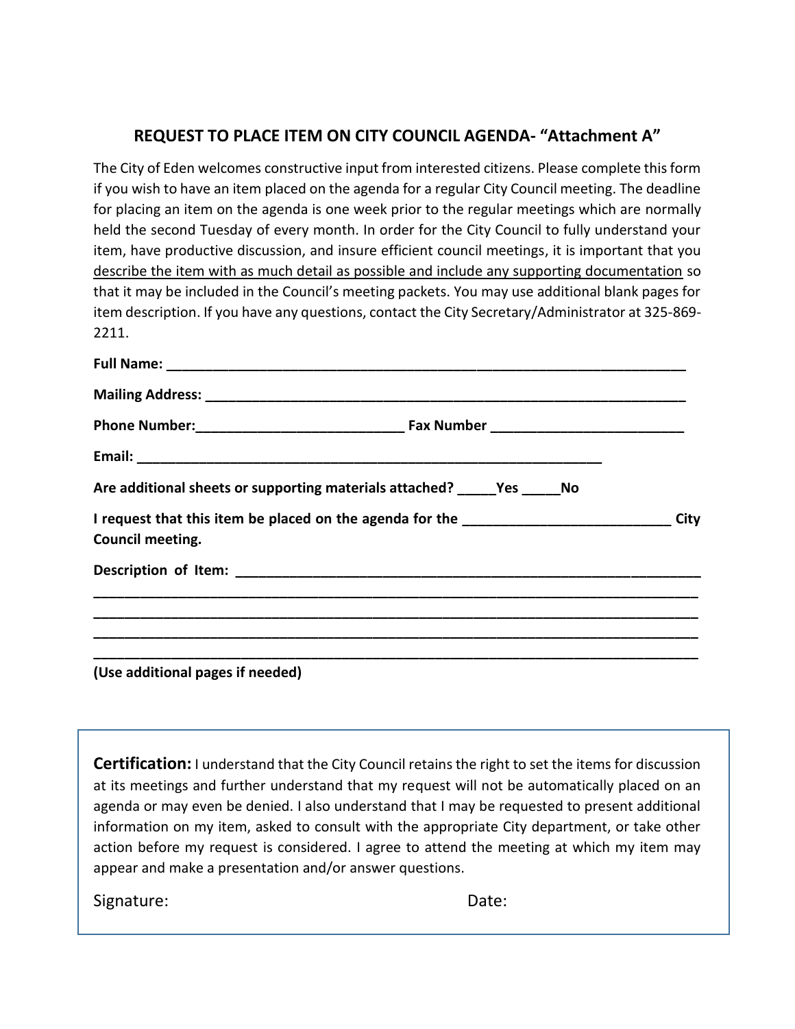## REQUEST TO PLACE ITEM ON CITY COUNCIL AGENDA- "Attachment A"

The City of Eden welcomes constructive input from interested citizens. Please complete this form if you wish to have an item placed on the agenda for a regular City Council meeting. The deadline for placing an item on the agenda is one week prior to the regular meetings which are normally held the second Tuesday of every month. In order for the City Council to fully understand your item, have productive discussion, and insure efficient council meetings, it is important that you describe the item with as much detail as possible and include any supporting documentation so that it may be included in the Council's meeting packets. You may use additional blank pages for item description. If you have any questions, contact the City Secretary/Administrator at 325-869-2211.

**Full Name:** ______________________________________________________________________

**Mailing Address:** _________________________________________________________________

**Phone Number:**___________________________ **Fax Number** _________________________

**Email:** __________________________________________________________

**Are additional sheets or supporting materials attached?** _____**Yes** _____**No**

**I request that this item be placed on the agenda for the** ___________________________ **City Council meeting.**

**Description of Item:** ______________________________________________________________

______________________________________________________________________________

______________________________________________________________________________

______________________________________________________________________________

______________________________________________________________________________

**(Use additional pages if needed)**

---

**Certification:** I understand that the City Council retains the right to set the items for discussion at its meetings and further understand that my request will not be automatically placed on an agenda or may even be denied. I also understand that I may be requested to present additional information on my item, asked to consult with the appropriate City department, or take other action before my request is considered. I agree to attend the meeting at which my item may appear and make a presentation and/or answer questions.

Signature: Date: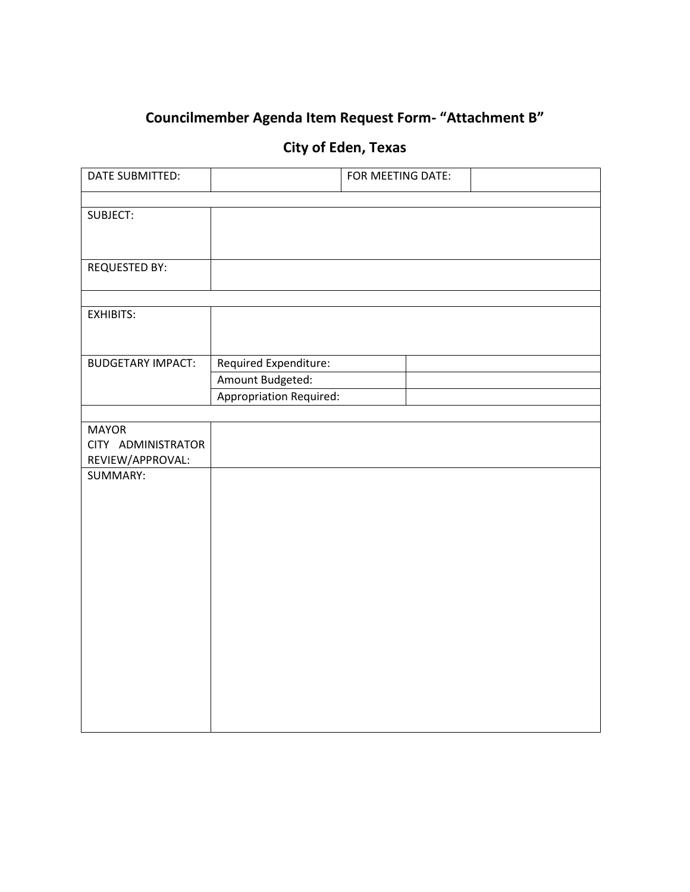# Councilmember Agenda Item Request Form- "Attachment B"

## City of Eden, Texas

| DATE SUBMITTED: | | FOR MEETING DATE: | |
|---|---|---|---|
| | | | |
| SUBJECT: | | | |
| REQUESTED BY: | | | |
| | | | |
| EXHIBITS: | | | |
| BUDGETARY IMPACT: | Required Expenditure: | | |
| | Amount Budgeted: | | |
| | Appropriation Required: | | |
| | | | |
| MAYOR CITY ADMINISTRATOR REVIEW/APPROVAL: | | | |
| SUMMARY: | | | |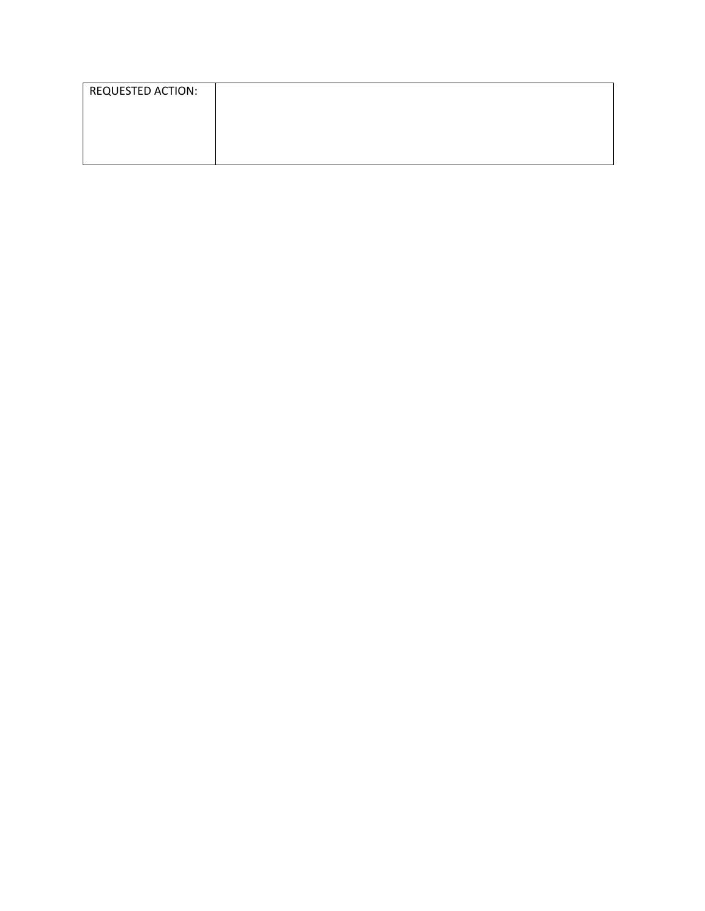| | |
|---|---|
| REQUESTED ACTION: | |